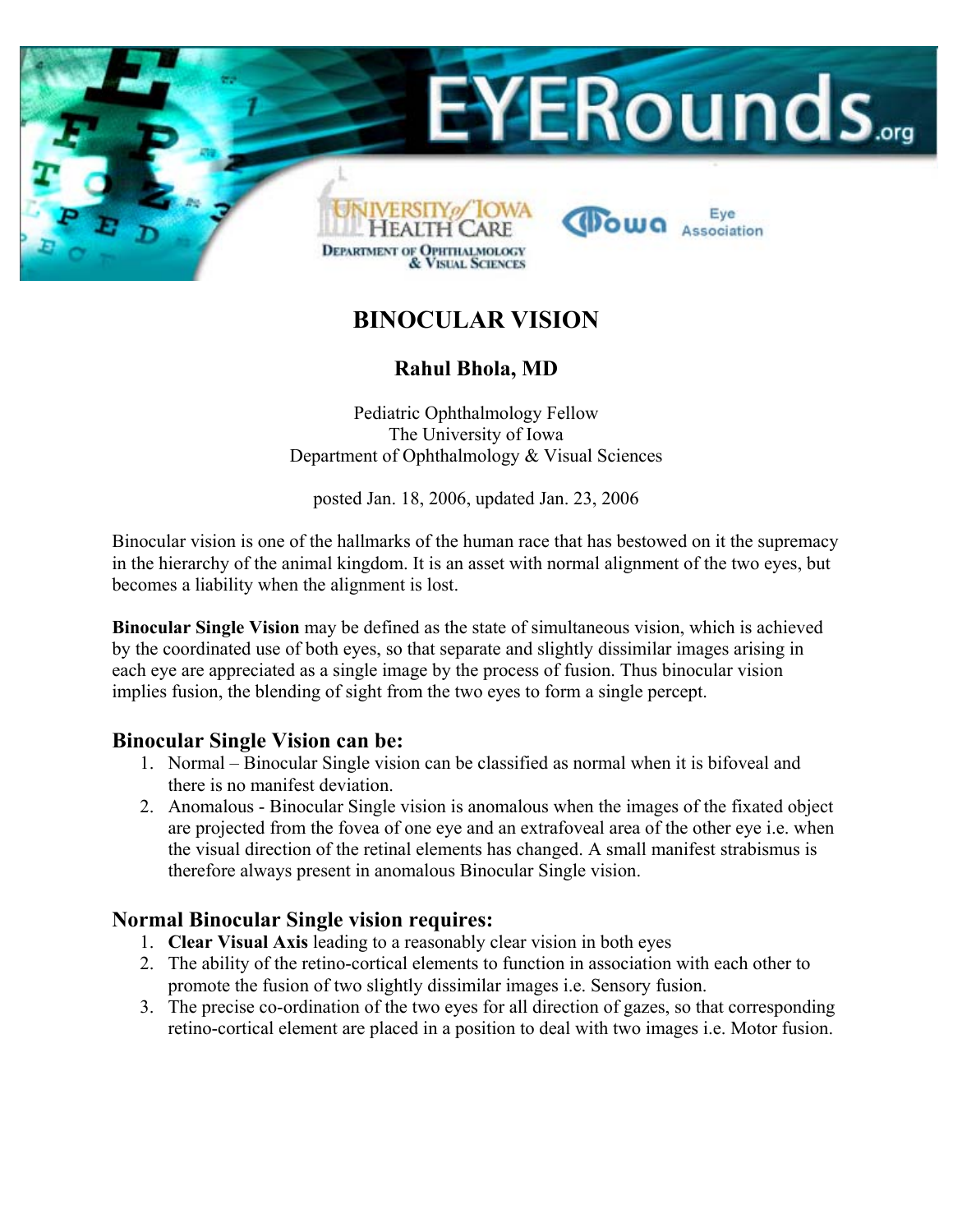# BINOCULAR VISION

**Rahul Bhola, MD**

Pediatric Ophthalmology Fellow
The University of Iowa
Department of Ophthalmology & Visual Sciences

posted Jan. 18, 2006, updated Jan. 23, 2006

Binocular vision is one of the hallmarks of the human race that has bestowed on it the supremacy in the hierarchy of the animal kingdom. It is an asset with normal alignment of the two eyes, but becomes a liability when the alignment is lost.

**Binocular Single Vision** may be defined as the state of simultaneous vision, which is achieved by the coordinated use of both eyes, so that separate and slightly dissimilar images arising in each eye are appreciated as a single image by the process of fusion. Thus binocular vision implies fusion, the blending of sight from the two eyes to form a single percept.

## Binocular Single Vision can be:

1. Normal – Binocular Single vision can be classified as normal when it is bifoveal and there is no manifest deviation.
2. Anomalous - Binocular Single vision is anomalous when the images of the fixated object are projected from the fovea of one eye and an extrafoveal area of the other eye i.e. when the visual direction of the retinal elements has changed. A small manifest strabismus is therefore always present in anomalous Binocular Single vision.

## Normal Binocular Single vision requires:

1. **Clear Visual Axis** leading to a reasonably clear vision in both eyes
2. The ability of the retino-cortical elements to function in association with each other to promote the fusion of two slightly dissimilar images i.e. Sensory fusion.
3. The precise co-ordination of the two eyes for all direction of gazes, so that corresponding retino-cortical element are placed in a position to deal with two images i.e. Motor fusion.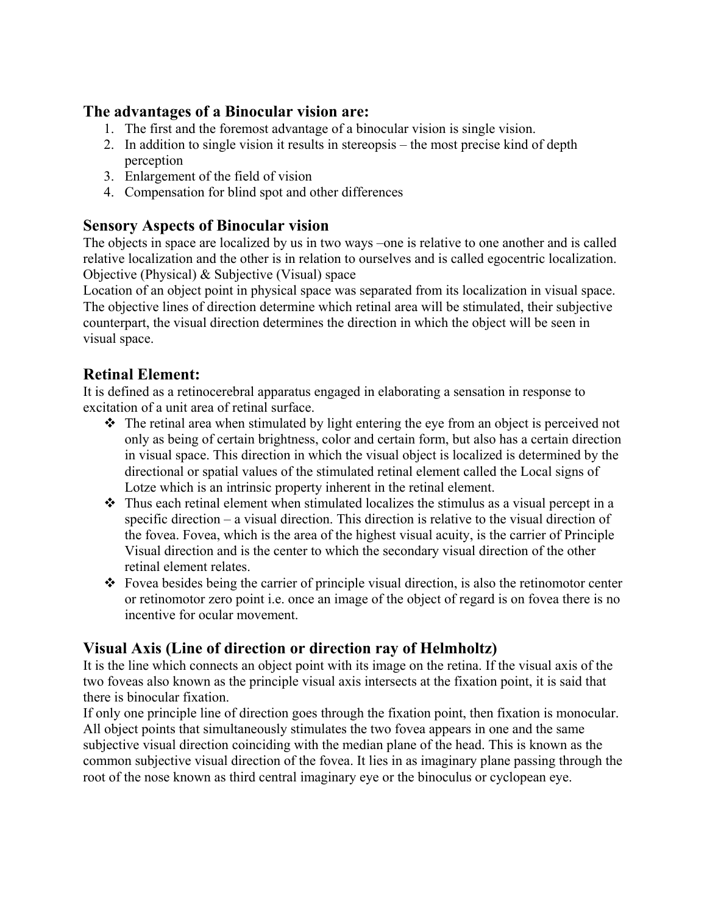## The advantages of a Binocular vision are:

1. The first and the foremost advantage of a binocular vision is single vision.
2. In addition to single vision it results in stereopsis – the most precise kind of depth perception
3. Enlargement of the field of vision
4. Compensation for blind spot and other differences

## Sensory Aspects of Binocular vision

The objects in space are localized by us in two ways –one is relative to one another and is called relative localization and the other is in relation to ourselves and is called egocentric localization.
Objective (Physical) & Subjective (Visual) space
Location of an object point in physical space was separated from its localization in visual space. The objective lines of direction determine which retinal area will be stimulated, their subjective counterpart, the visual direction determines the direction in which the object will be seen in visual space.

## Retinal Element:

It is defined as a retinocerebral apparatus engaged in elaborating a sensation in response to excitation of a unit area of retinal surface.

- The retinal area when stimulated by light entering the eye from an object is perceived not only as being of certain brightness, color and certain form, but also has a certain direction in visual space. This direction in which the visual object is localized is determined by the directional or spatial values of the stimulated retinal element called the Local signs of Lotze which is an intrinsic property inherent in the retinal element.
- Thus each retinal element when stimulated localizes the stimulus as a visual percept in a specific direction – a visual direction. This direction is relative to the visual direction of the fovea. Fovea, which is the area of the highest visual acuity, is the carrier of Principle Visual direction and is the center to which the secondary visual direction of the other retinal element relates.
- Fovea besides being the carrier of principle visual direction, is also the retinomotor center or retinomotor zero point i.e. once an image of the object of regard is on fovea there is no incentive for ocular movement.

## Visual Axis (Line of direction or direction ray of Helmholtz)

It is the line which connects an object point with its image on the retina. If the visual axis of the two foveas also known as the principle visual axis intersects at the fixation point, it is said that there is binocular fixation.
If only one principle line of direction goes through the fixation point, then fixation is monocular. All object points that simultaneously stimulates the two fovea appears in one and the same subjective visual direction coinciding with the median plane of the head. This is known as the common subjective visual direction of the fovea. It lies in as imaginary plane passing through the root of the nose known as third central imaginary eye or the binoculus or cyclopean eye.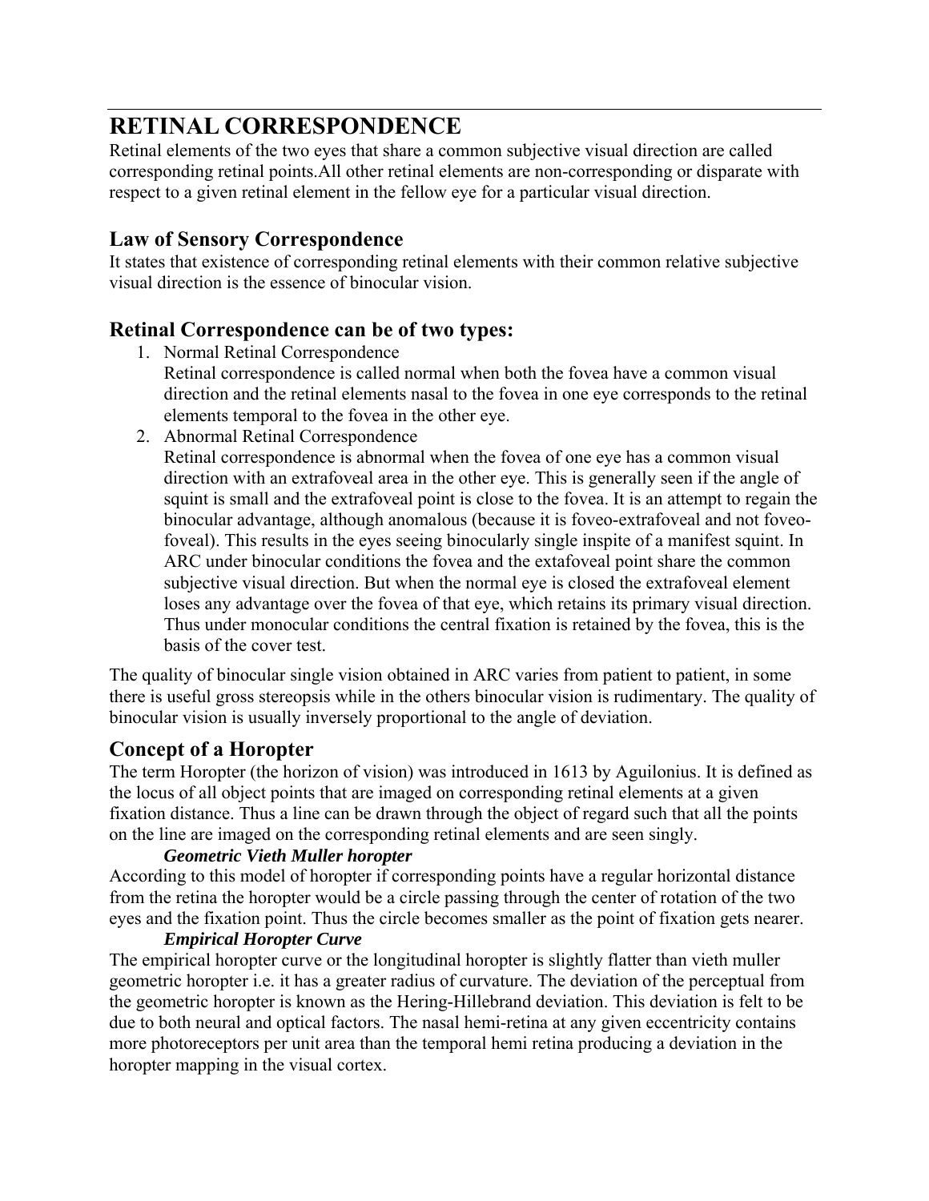# RETINAL CORRESPONDENCE

Retinal elements of the two eyes that share a common subjective visual direction are called corresponding retinal points.All other retinal elements are non-corresponding or disparate with respect to a given retinal element in the fellow eye for a particular visual direction.

## Law of Sensory Correspondence

It states that existence of corresponding retinal elements with their common relative subjective visual direction is the essence of binocular vision.

## Retinal Correspondence can be of two types:

1. Normal Retinal Correspondence
   Retinal correspondence is called normal when both the fovea have a common visual direction and the retinal elements nasal to the fovea in one eye corresponds to the retinal elements temporal to the fovea in the other eye.
2. Abnormal Retinal Correspondence
   Retinal correspondence is abnormal when the fovea of one eye has a common visual direction with an extrafoveal area in the other eye. This is generally seen if the angle of squint is small and the extrafoveal point is close to the fovea. It is an attempt to regain the binocular advantage, although anomalous (because it is foveo-extrafoveal and not foveo-foveal). This results in the eyes seeing binocularly single inspite of a manifest squint. In ARC under binocular conditions the fovea and the extafoveal point share the common subjective visual direction. But when the normal eye is closed the extrafoveal element loses any advantage over the fovea of that eye, which retains its primary visual direction. Thus under monocular conditions the central fixation is retained by the fovea, this is the basis of the cover test.

The quality of binocular single vision obtained in ARC varies from patient to patient, in some there is useful gross stereopsis while in the others binocular vision is rudimentary. The quality of binocular vision is usually inversely proportional to the angle of deviation.

## Concept of a Horopter

The term Horopter (the horizon of vision) was introduced in 1613 by Aguilonius. It is defined as the locus of all object points that are imaged on corresponding retinal elements at a given fixation distance. Thus a line can be drawn through the object of regard such that all the points on the line are imaged on the corresponding retinal elements and are seen singly.

***Geometric Vieth Muller horopter***

According to this model of horopter if corresponding points have a regular horizontal distance from the retina the horopter would be a circle passing through the center of rotation of the two eyes and the fixation point. Thus the circle becomes smaller as the point of fixation gets nearer.

***Empirical Horopter Curve***

The empirical horopter curve or the longitudinal horopter is slightly flatter than vieth muller geometric horopter i.e. it has a greater radius of curvature. The deviation of the perceptual from the geometric horopter is known as the Hering-Hillebrand deviation. This deviation is felt to be due to both neural and optical factors. The nasal hemi-retina at any given eccentricity contains more photoreceptors per unit area than the temporal hemi retina producing a deviation in the horopter mapping in the visual cortex.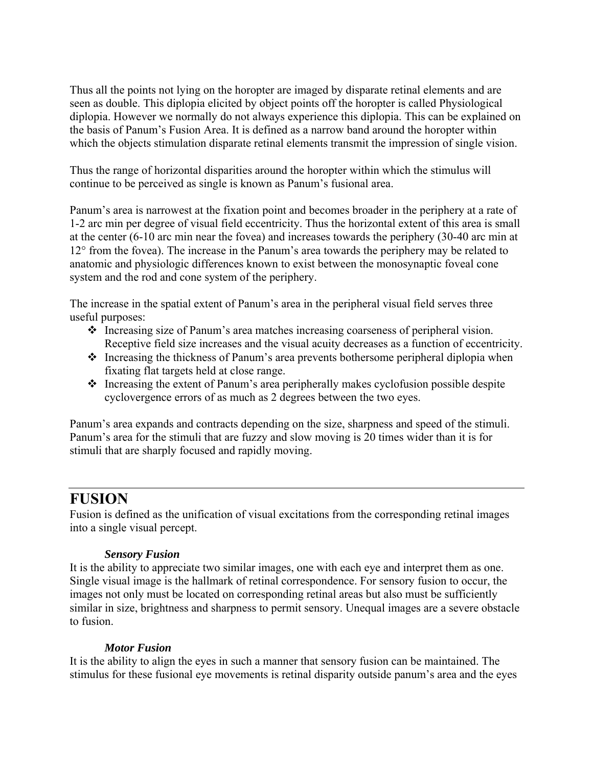Thus all the points not lying on the horopter are imaged by disparate retinal elements and are seen as double. This diplopia elicited by object points off the horopter is called Physiological diplopia. However we normally do not always experience this diplopia. This can be explained on the basis of Panum's Fusion Area. It is defined as a narrow band around the horopter within which the objects stimulation disparate retinal elements transmit the impression of single vision.

Thus the range of horizontal disparities around the horopter within which the stimulus will continue to be perceived as single is known as Panum's fusional area.

Panum's area is narrowest at the fixation point and becomes broader in the periphery at a rate of 1-2 arc min per degree of visual field eccentricity. Thus the horizontal extent of this area is small at the center (6-10 arc min near the fovea) and increases towards the periphery (30-40 arc min at 12° from the fovea). The increase in the Panum's area towards the periphery may be related to anatomic and physiologic differences known to exist between the monosynaptic foveal cone system and the rod and cone system of the periphery.

The increase in the spatial extent of Panum's area in the peripheral visual field serves three useful purposes:

- Increasing size of Panum's area matches increasing coarseness of peripheral vision. Receptive field size increases and the visual acuity decreases as a function of eccentricity.
- Increasing the thickness of Panum's area prevents bothersome peripheral diplopia when fixating flat targets held at close range.
- Increasing the extent of Panum's area peripherally makes cyclofusion possible despite cyclovergence errors of as much as 2 degrees between the two eyes.

Panum's area expands and contracts depending on the size, sharpness and speed of the stimuli. Panum's area for the stimuli that are fuzzy and slow moving is 20 times wider than it is for stimuli that are sharply focused and rapidly moving.

---

# FUSION

Fusion is defined as the unification of visual excitations from the corresponding retinal images into a single visual percept.

### *Sensory Fusion*

It is the ability to appreciate two similar images, one with each eye and interpret them as one. Single visual image is the hallmark of retinal correspondence. For sensory fusion to occur, the images not only must be located on corresponding retinal areas but also must be sufficiently similar in size, brightness and sharpness to permit sensory. Unequal images are a severe obstacle to fusion.

### *Motor Fusion*

It is the ability to align the eyes in such a manner that sensory fusion can be maintained. The stimulus for these fusional eye movements is retinal disparity outside panum's area and the eyes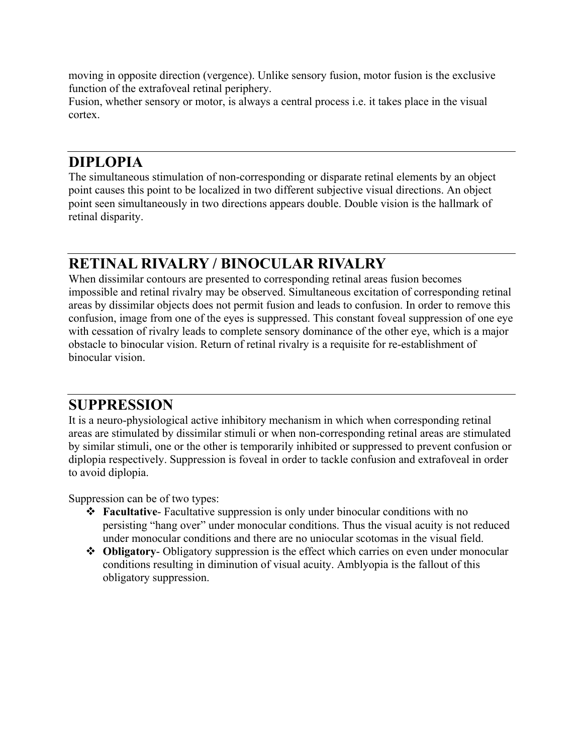moving in opposite direction (vergence). Unlike sensory fusion, motor fusion is the exclusive function of the extrafoveal retinal periphery.
Fusion, whether sensory or motor, is always a central process i.e. it takes place in the visual cortex.

## DIPLOPIA

The simultaneous stimulation of non-corresponding or disparate retinal elements by an object point causes this point to be localized in two different subjective visual directions. An object point seen simultaneously in two directions appears double. Double vision is the hallmark of retinal disparity.

## RETINAL RIVALRY / BINOCULAR RIVALRY

When dissimilar contours are presented to corresponding retinal areas fusion becomes impossible and retinal rivalry may be observed. Simultaneous excitation of corresponding retinal areas by dissimilar objects does not permit fusion and leads to confusion. In order to remove this confusion, image from one of the eyes is suppressed. This constant foveal suppression of one eye with cessation of rivalry leads to complete sensory dominance of the other eye, which is a major obstacle to binocular vision. Return of retinal rivalry is a requisite for re-establishment of binocular vision.

## SUPPRESSION

It is a neuro-physiological active inhibitory mechanism in which when corresponding retinal areas are stimulated by dissimilar stimuli or when non-corresponding retinal areas are stimulated by similar stimuli, one or the other is temporarily inhibited or suppressed to prevent confusion or diplopia respectively. Suppression is foveal in order to tackle confusion and extrafoveal in order to avoid diplopia.

Suppression can be of two types:

- **Facultative**- Facultative suppression is only under binocular conditions with no persisting "hang over" under monocular conditions. Thus the visual acuity is not reduced under monocular conditions and there are no uniocular scotomas in the visual field.
- **Obligatory**- Obligatory suppression is the effect which carries on even under monocular conditions resulting in diminution of visual acuity. Amblyopia is the fallout of this obligatory suppression.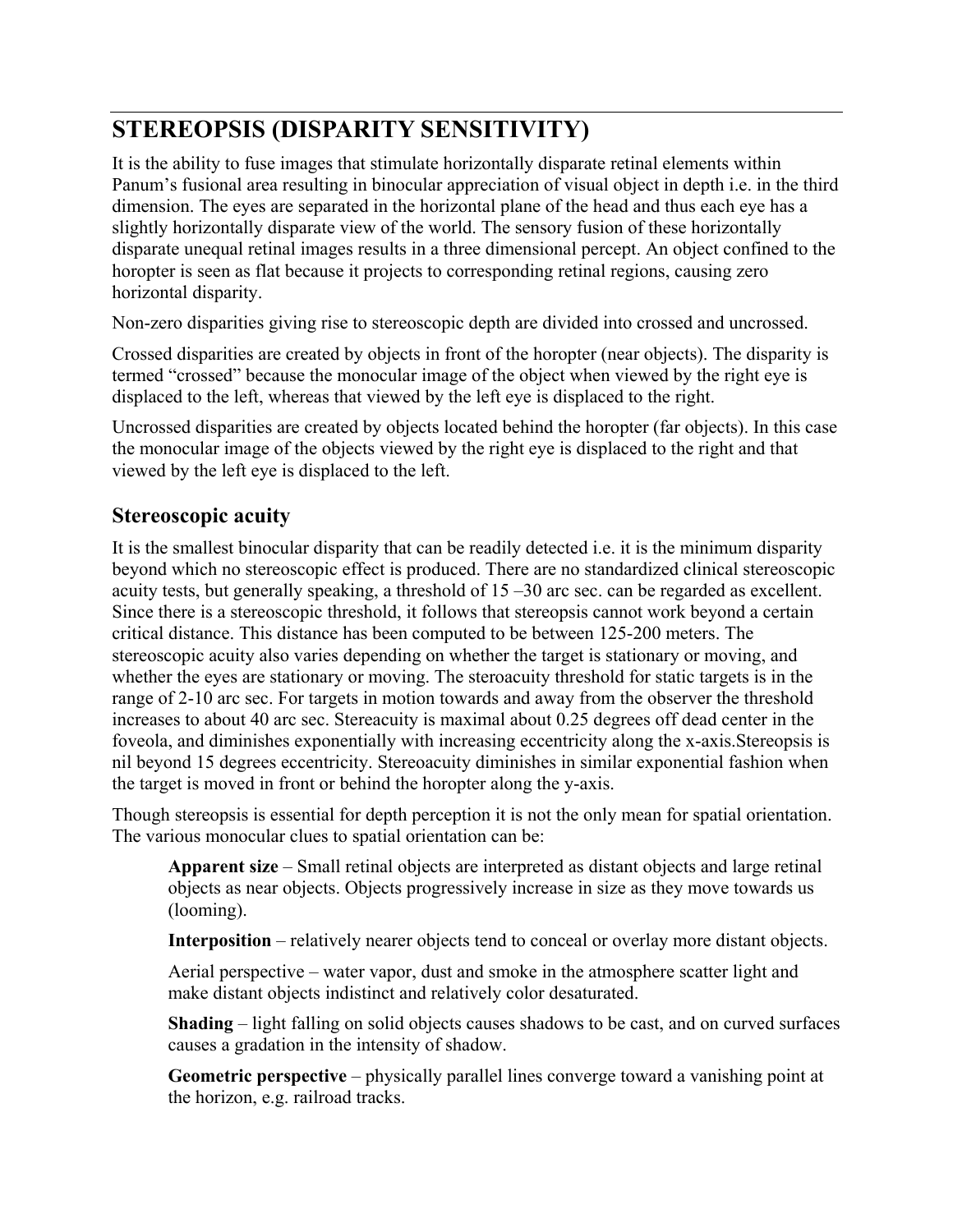# STEREOPSIS (DISPARITY SENSITIVITY)

It is the ability to fuse images that stimulate horizontally disparate retinal elements within Panum's fusional area resulting in binocular appreciation of visual object in depth i.e. in the third dimension. The eyes are separated in the horizontal plane of the head and thus each eye has a slightly horizontally disparate view of the world. The sensory fusion of these horizontally disparate unequal retinal images results in a three dimensional percept. An object confined to the horopter is seen as flat because it projects to corresponding retinal regions, causing zero horizontal disparity.

Non-zero disparities giving rise to stereoscopic depth are divided into crossed and uncrossed.

Crossed disparities are created by objects in front of the horopter (near objects). The disparity is termed "crossed" because the monocular image of the object when viewed by the right eye is displaced to the left, whereas that viewed by the left eye is displaced to the right.

Uncrossed disparities are created by objects located behind the horopter (far objects). In this case the monocular image of the objects viewed by the right eye is displaced to the right and that viewed by the left eye is displaced to the left.

## Stereoscopic acuity

It is the smallest binocular disparity that can be readily detected i.e. it is the minimum disparity beyond which no stereoscopic effect is produced. There are no standardized clinical stereoscopic acuity tests, but generally speaking, a threshold of 15 –30 arc sec. can be regarded as excellent. Since there is a stereoscopic threshold, it follows that stereopsis cannot work beyond a certain critical distance. This distance has been computed to be between 125-200 meters. The stereoscopic acuity also varies depending on whether the target is stationary or moving, and whether the eyes are stationary or moving. The steroacuity threshold for static targets is in the range of 2-10 arc sec. For targets in motion towards and away from the observer the threshold increases to about 40 arc sec. Stereacuity is maximal about 0.25 degrees off dead center in the foveola, and diminishes exponentially with increasing eccentricity along the x-axis.Stereopsis is nil beyond 15 degrees eccentricity. Stereoacuity diminishes in similar exponential fashion when the target is moved in front or behind the horopter along the y-axis.

Though stereopsis is essential for depth perception it is not the only mean for spatial orientation. The various monocular clues to spatial orientation can be:

**Apparent size** – Small retinal objects are interpreted as distant objects and large retinal objects as near objects. Objects progressively increase in size as they move towards us (looming).

**Interposition** – relatively nearer objects tend to conceal or overlay more distant objects.

Aerial perspective – water vapor, dust and smoke in the atmosphere scatter light and make distant objects indistinct and relatively color desaturated.

**Shading** – light falling on solid objects causes shadows to be cast, and on curved surfaces causes a gradation in the intensity of shadow.

**Geometric perspective** – physically parallel lines converge toward a vanishing point at the horizon, e.g. railroad tracks.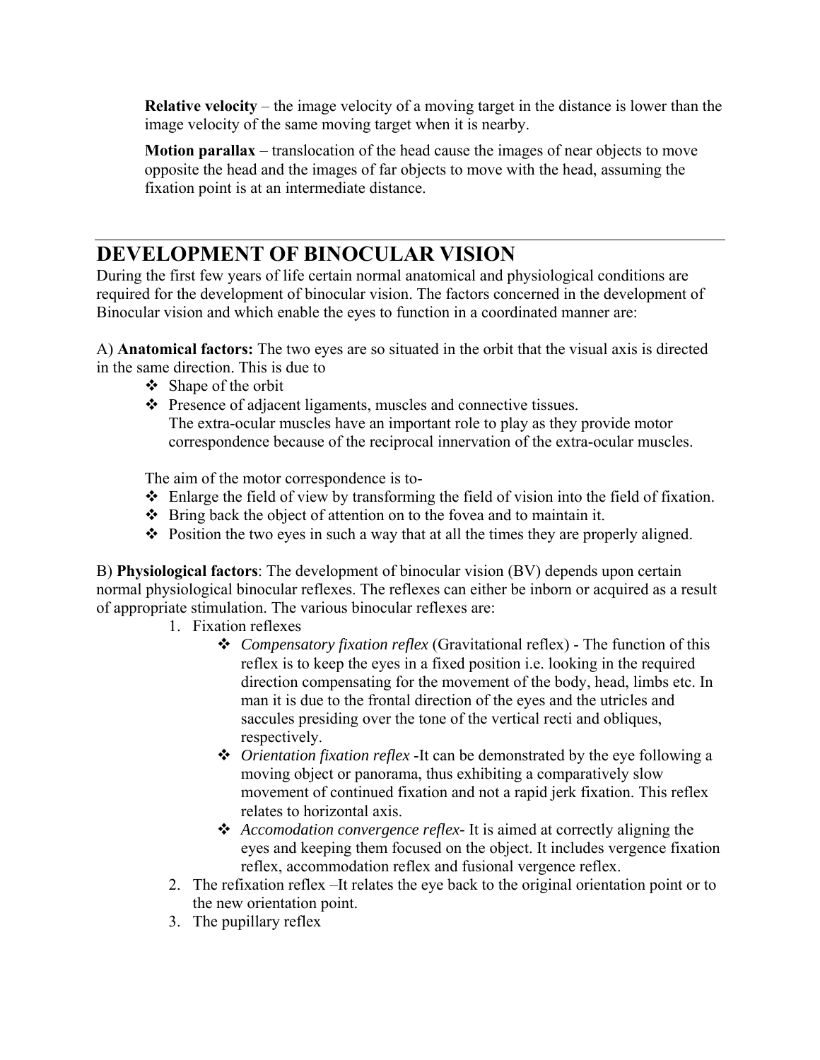**Relative velocity** – the image velocity of a moving target in the distance is lower than the image velocity of the same moving target when it is nearby.

**Motion parallax** – translocation of the head cause the images of near objects to move opposite the head and the images of far objects to move with the head, assuming the fixation point is at an intermediate distance.

---

# DEVELOPMENT OF BINOCULAR VISION

During the first few years of life certain normal anatomical and physiological conditions are required for the development of binocular vision. The factors concerned in the development of Binocular vision and which enable the eyes to function in a coordinated manner are:

A) **Anatomical factors:** The two eyes are so situated in the orbit that the visual axis is directed in the same direction. This is due to

- Shape of the orbit
- Presence of adjacent ligaments, muscles and connective tissues.
  The extra-ocular muscles have an important role to play as they provide motor correspondence because of the reciprocal innervation of the extra-ocular muscles.

The aim of the motor correspondence is to-

- Enlarge the field of view by transforming the field of vision into the field of fixation.
- Bring back the object of attention on to the fovea and to maintain it.
- Position the two eyes in such a way that at all the times they are properly aligned.

B) **Physiological factors**: The development of binocular vision (BV) depends upon certain normal physiological binocular reflexes. The reflexes can either be inborn or acquired as a result of appropriate stimulation. The various binocular reflexes are:

1. Fixation reflexes
   - *Compensatory fixation reflex* (Gravitational reflex) - The function of this reflex is to keep the eyes in a fixed position i.e. looking in the required direction compensating for the movement of the body, head, limbs etc. In man it is due to the frontal direction of the eyes and the utricles and saccules presiding over the tone of the vertical recti and obliques, respectively.
   - *Orientation fixation reflex* -It can be demonstrated by the eye following a moving object or panorama, thus exhibiting a comparatively slow movement of continued fixation and not a rapid jerk fixation. This reflex relates to horizontal axis.
   - *Accomodation convergence reflex*- It is aimed at correctly aligning the eyes and keeping them focused on the object. It includes vergence fixation reflex, accommodation reflex and fusional vergence reflex.
2. The refixation reflex –It relates the eye back to the original orientation point or to the new orientation point.
3. The pupillary reflex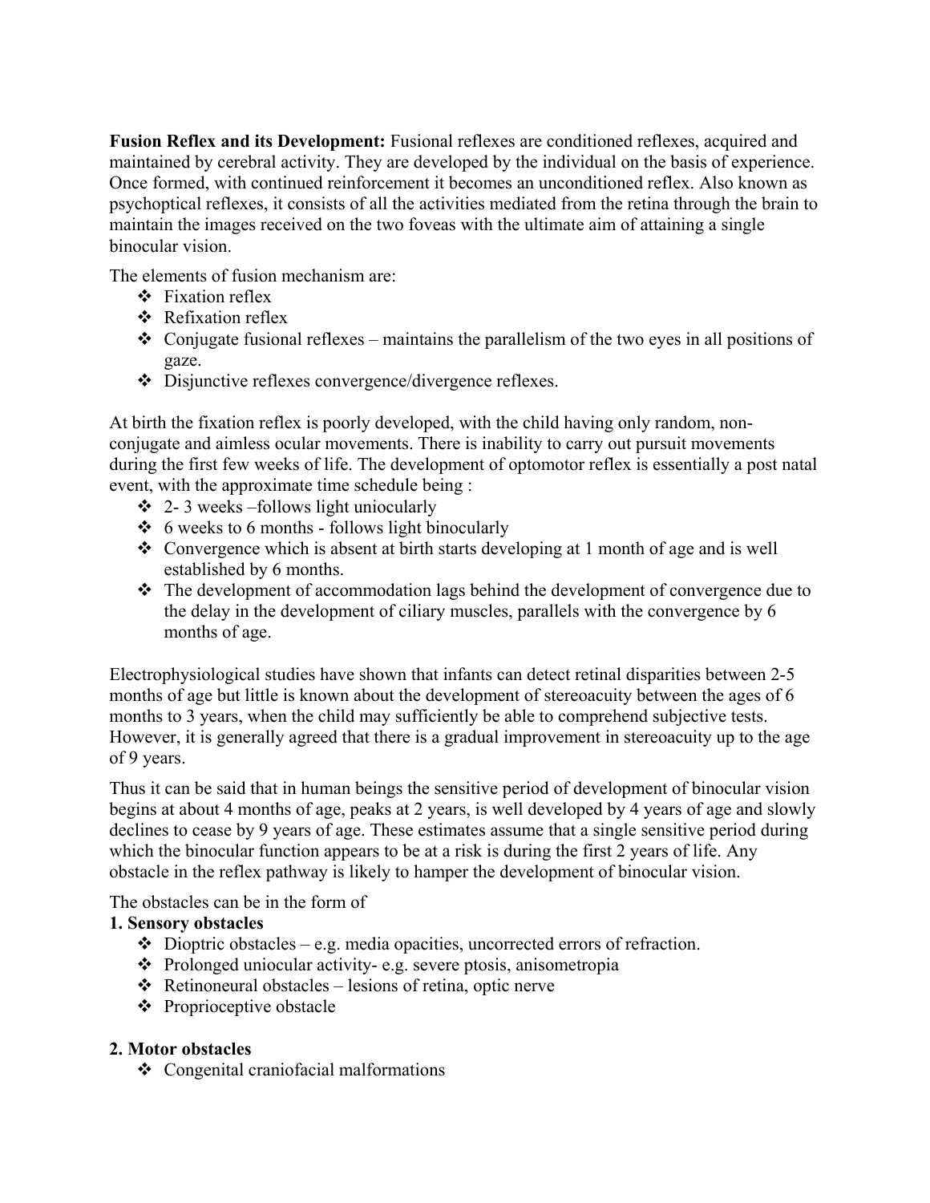**Fusion Reflex and its Development:** Fusional reflexes are conditioned reflexes, acquired and maintained by cerebral activity. They are developed by the individual on the basis of experience. Once formed, with continued reinforcement it becomes an unconditioned reflex. Also known as psychoptical reflexes, it consists of all the activities mediated from the retina through the brain to maintain the images received on the two foveas with the ultimate aim of attaining a single binocular vision.

The elements of fusion mechanism are:

- Fixation reflex
- Refixation reflex
- Conjugate fusional reflexes – maintains the parallelism of the two eyes in all positions of gaze.
- Disjunctive reflexes convergence/divergence reflexes.

At birth the fixation reflex is poorly developed, with the child having only random, non-conjugate and aimless ocular movements. There is inability to carry out pursuit movements during the first few weeks of life. The development of optomotor reflex is essentially a post natal event, with the approximate time schedule being :

- 2- 3 weeks –follows light uniocularly
- 6 weeks to 6 months - follows light binocularly
- Convergence which is absent at birth starts developing at 1 month of age and is well established by 6 months.
- The development of accommodation lags behind the development of convergence due to the delay in the development of ciliary muscles, parallels with the convergence by 6 months of age.

Electrophysiological studies have shown that infants can detect retinal disparities between 2-5 months of age but little is known about the development of stereoacuity between the ages of 6 months to 3 years, when the child may sufficiently be able to comprehend subjective tests. However, it is generally agreed that there is a gradual improvement in stereoacuity up to the age of 9 years.

Thus it can be said that in human beings the sensitive period of development of binocular vision begins at about 4 months of age, peaks at 2 years, is well developed by 4 years of age and slowly declines to cease by 9 years of age. These estimates assume that a single sensitive period during which the binocular function appears to be at a risk is during the first 2 years of life. Any obstacle in the reflex pathway is likely to hamper the development of binocular vision.

The obstacles can be in the form of

**1. Sensory obstacles**

- Dioptric obstacles – e.g. media opacities, uncorrected errors of refraction.
- Prolonged uniocular activity- e.g. severe ptosis, anisometropia
- Retinoneural obstacles – lesions of retina, optic nerve
- Proprioceptive obstacle

**2. Motor obstacles**

- Congenital craniofacial malformations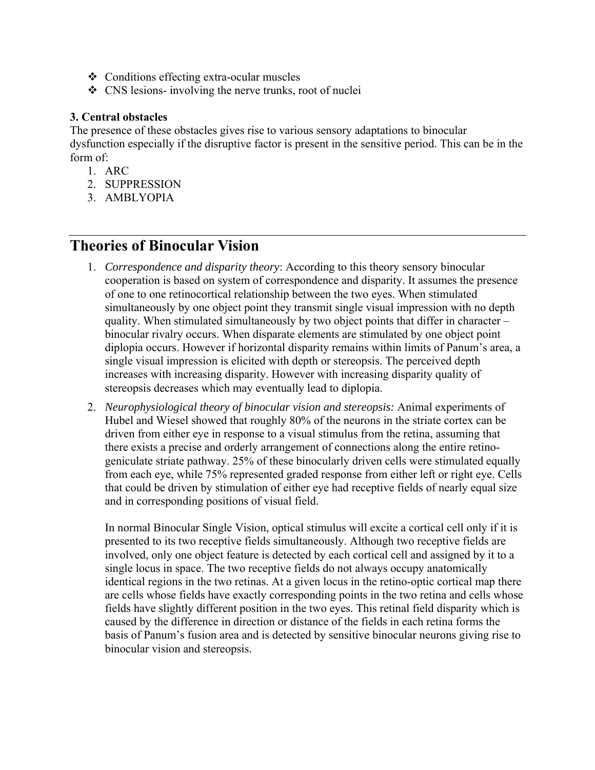- Conditions effecting extra-ocular muscles
- CNS lesions- involving the nerve trunks, root of nuclei

**3. Central obstacles**

The presence of these obstacles gives rise to various sensory adaptations to binocular dysfunction especially if the disruptive factor is present in the sensitive period. This can be in the form of:

1. ARC
2. SUPPRESSION
3. AMBLYOPIA

---

# Theories of Binocular Vision

1. *Correspondence and disparity theory*: According to this theory sensory binocular cooperation is based on system of correspondence and disparity. It assumes the presence of one to one retinocortical relationship between the two eyes. When stimulated simultaneously by one object point they transmit single visual impression with no depth quality. When stimulated simultaneously by two object points that differ in character – binocular rivalry occurs. When disparate elements are stimulated by one object point diplopia occurs. However if horizontal disparity remains within limits of Panum's area, a single visual impression is elicited with depth or stereopsis. The perceived depth increases with increasing disparity. However with increasing disparity quality of stereopsis decreases which may eventually lead to diplopia.

2. *Neurophysiological theory of binocular vision and stereopsis:* Animal experiments of Hubel and Wiesel showed that roughly 80% of the neurons in the striate cortex can be driven from either eye in response to a visual stimulus from the retina, assuming that there exists a precise and orderly arrangement of connections along the entire retino-geniculate striate pathway. 25% of these binocularly driven cells were stimulated equally from each eye, while 75% represented graded response from either left or right eye. Cells that could be driven by stimulation of either eye had receptive fields of nearly equal size and in corresponding positions of visual field.

   In normal Binocular Single Vision, optical stimulus will excite a cortical cell only if it is presented to its two receptive fields simultaneously. Although two receptive fields are involved, only one object feature is detected by each cortical cell and assigned by it to a single locus in space. The two receptive fields do not always occupy anatomically identical regions in the two retinas. At a given locus in the retino-optic cortical map there are cells whose fields have exactly corresponding points in the two retina and cells whose fields have slightly different position in the two eyes. This retinal field disparity which is caused by the difference in direction or distance of the fields in each retina forms the basis of Panum's fusion area and is detected by sensitive binocular neurons giving rise to binocular vision and stereopsis.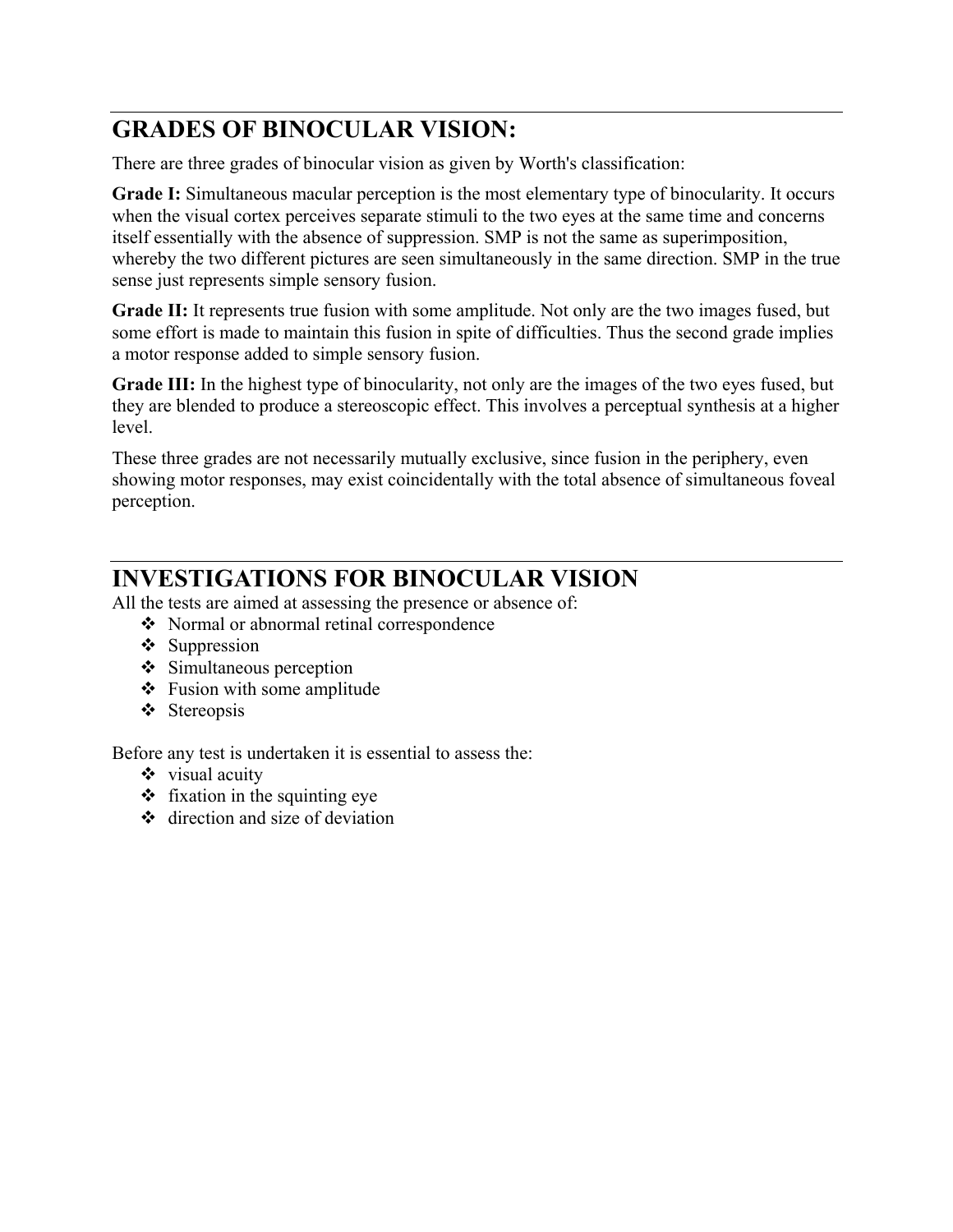## GRADES OF BINOCULAR VISION:

There are three grades of binocular vision as given by Worth's classification:

**Grade I:** Simultaneous macular perception is the most elementary type of binocularity. It occurs when the visual cortex perceives separate stimuli to the two eyes at the same time and concerns itself essentially with the absence of suppression. SMP is not the same as superimposition, whereby the two different pictures are seen simultaneously in the same direction. SMP in the true sense just represents simple sensory fusion.

**Grade II:** It represents true fusion with some amplitude. Not only are the two images fused, but some effort is made to maintain this fusion in spite of difficulties. Thus the second grade implies a motor response added to simple sensory fusion.

**Grade III:** In the highest type of binocularity, not only are the images of the two eyes fused, but they are blended to produce a stereoscopic effect. This involves a perceptual synthesis at a higher level.

These three grades are not necessarily mutually exclusive, since fusion in the periphery, even showing motor responses, may exist coincidentally with the total absence of simultaneous foveal perception.

## INVESTIGATIONS FOR BINOCULAR VISION

All the tests are aimed at assessing the presence or absence of:

- Normal or abnormal retinal correspondence
- Suppression
- Simultaneous perception
- Fusion with some amplitude
- Stereopsis

Before any test is undertaken it is essential to assess the:

- visual acuity
- fixation in the squinting eye
- direction and size of deviation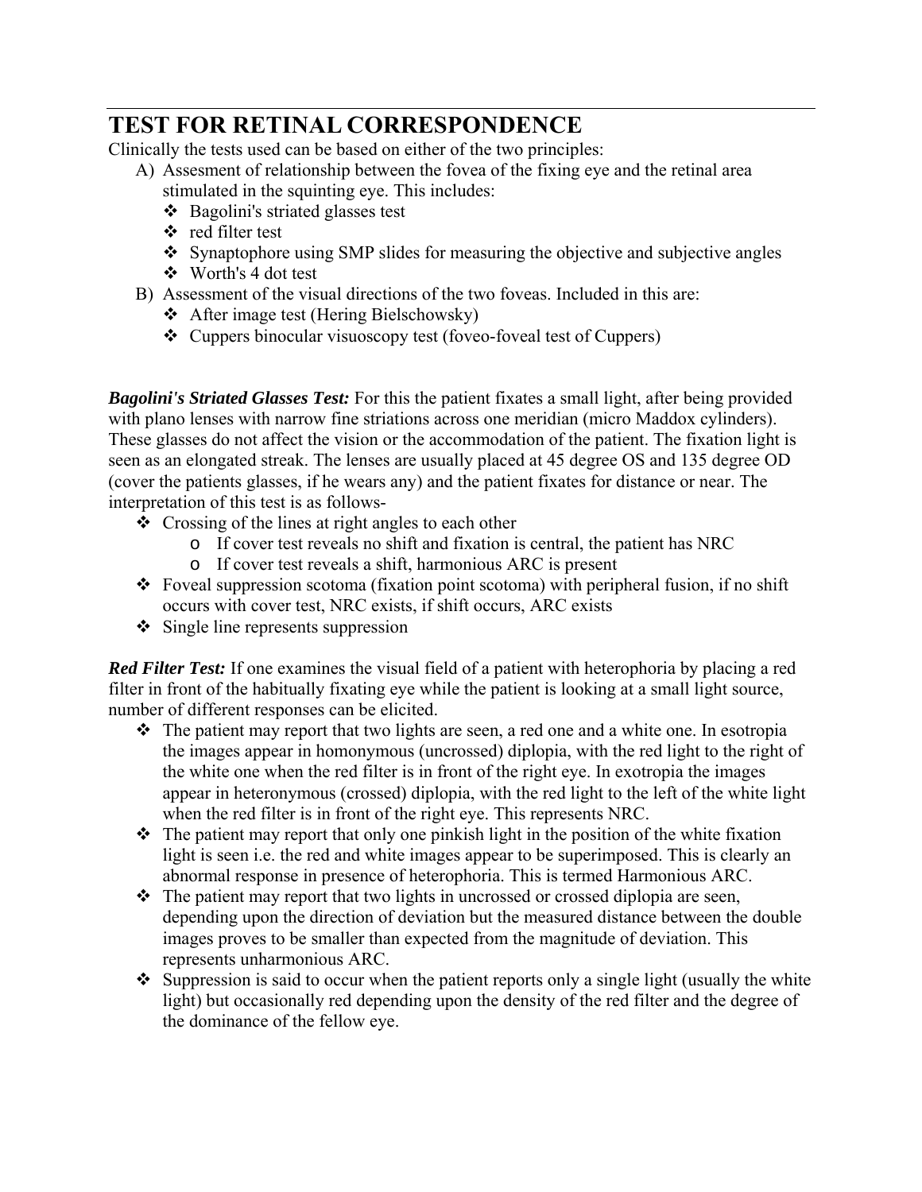## TEST FOR RETINAL CORRESPONDENCE

Clinically the tests used can be based on either of the two principles:

A) Assesment of relationship between the fovea of the fixing eye and the retinal area stimulated in the squinting eye. This includes:
   - Bagolini's striated glasses test
   - red filter test
   - Synaptophore using SMP slides for measuring the objective and subjective angles
   - Worth's 4 dot test

B) Assessment of the visual directions of the two foveas. Included in this are:
   - After image test (Hering Bielschowsky)
   - Cuppers binocular visuoscopy test (foveo-foveal test of Cuppers)

***Bagolini's Striated Glasses Test:*** For this the patient fixates a small light, after being provided with plano lenses with narrow fine striations across one meridian (micro Maddox cylinders). These glasses do not affect the vision or the accommodation of the patient. The fixation light is seen as an elongated streak. The lenses are usually placed at 45 degree OS and 135 degree OD (cover the patients glasses, if he wears any) and the patient fixates for distance or near. The interpretation of this test is as follows-

- Crossing of the lines at right angles to each other
  - If cover test reveals no shift and fixation is central, the patient has NRC
  - If cover test reveals a shift, harmonious ARC is present
- Foveal suppression scotoma (fixation point scotoma) with peripheral fusion, if no shift occurs with cover test, NRC exists, if shift occurs, ARC exists
- Single line represents suppression

***Red Filter Test:*** If one examines the visual field of a patient with heterophoria by placing a red filter in front of the habitually fixating eye while the patient is looking at a small light source, number of different responses can be elicited.

- The patient may report that two lights are seen, a red one and a white one. In esotropia the images appear in homonymous (uncrossed) diplopia, with the red light to the right of the white one when the red filter is in front of the right eye. In exotropia the images appear in heteronymous (crossed) diplopia, with the red light to the left of the white light when the red filter is in front of the right eye. This represents NRC.
- The patient may report that only one pinkish light in the position of the white fixation light is seen i.e. the red and white images appear to be superimposed. This is clearly an abnormal response in presence of heterophoria. This is termed Harmonious ARC.
- The patient may report that two lights in uncrossed or crossed diplopia are seen, depending upon the direction of deviation but the measured distance between the double images proves to be smaller than expected from the magnitude of deviation. This represents unharmonious ARC.
- Suppression is said to occur when the patient reports only a single light (usually the white light) but occasionally red depending upon the density of the red filter and the degree of the dominance of the fellow eye.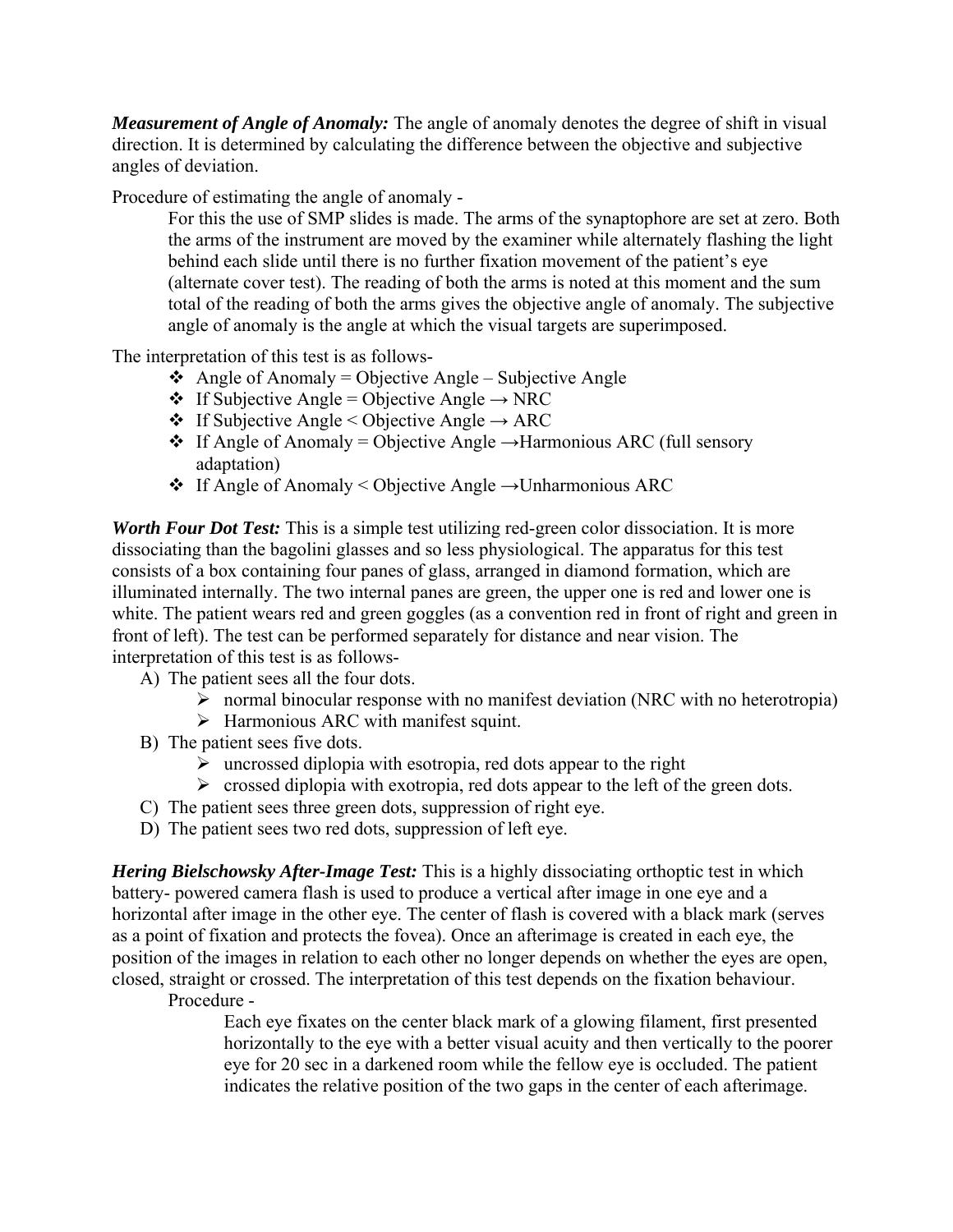***Measurement of Angle of Anomaly:*** The angle of anomaly denotes the degree of shift in visual direction. It is determined by calculating the difference between the objective and subjective angles of deviation.

Procedure of estimating the angle of anomaly -

> For this the use of SMP slides is made. The arms of the synaptophore are set at zero. Both the arms of the instrument are moved by the examiner while alternately flashing the light behind each slide until there is no further fixation movement of the patient's eye (alternate cover test). The reading of both the arms is noted at this moment and the sum total of the reading of both the arms gives the objective angle of anomaly. The subjective angle of anomaly is the angle at which the visual targets are superimposed.

The interpretation of this test is as follows-

- Angle of Anomaly = Objective Angle – Subjective Angle
- If Subjective Angle = Objective Angle → NRC
- If Subjective Angle < Objective Angle → ARC
- If Angle of Anomaly = Objective Angle →Harmonious ARC (full sensory adaptation)
- If Angle of Anomaly < Objective Angle →Unharmonious ARC

***Worth Four Dot Test:*** This is a simple test utilizing red-green color dissociation. It is more dissociating than the bagolini glasses and so less physiological. The apparatus for this test consists of a box containing four panes of glass, arranged in diamond formation, which are illuminated internally. The two internal panes are green, the upper one is red and lower one is white. The patient wears red and green goggles (as a convention red in front of right and green in front of left). The test can be performed separately for distance and near vision. The interpretation of this test is as follows-

A) The patient sees all the four dots.
   - normal binocular response with no manifest deviation (NRC with no heterotropia)
   - Harmonious ARC with manifest squint.

B) The patient sees five dots.
   - uncrossed diplopia with esotropia, red dots appear to the right
   - crossed diplopia with exotropia, red dots appear to the left of the green dots.

C) The patient sees three green dots, suppression of right eye.

D) The patient sees two red dots, suppression of left eye.

***Hering Bielschowsky After-Image Test:*** This is a highly dissociating orthoptic test in which battery- powered camera flash is used to produce a vertical after image in one eye and a horizontal after image in the other eye. The center of flash is covered with a black mark (serves as a point of fixation and protects the fovea). Once an afterimage is created in each eye, the position of the images in relation to each other no longer depends on whether the eyes are open, closed, straight or crossed. The interpretation of this test depends on the fixation behaviour.

Procedure -

> Each eye fixates on the center black mark of a glowing filament, first presented horizontally to the eye with a better visual acuity and then vertically to the poorer eye for 20 sec in a darkened room while the fellow eye is occluded. The patient indicates the relative position of the two gaps in the center of each afterimage.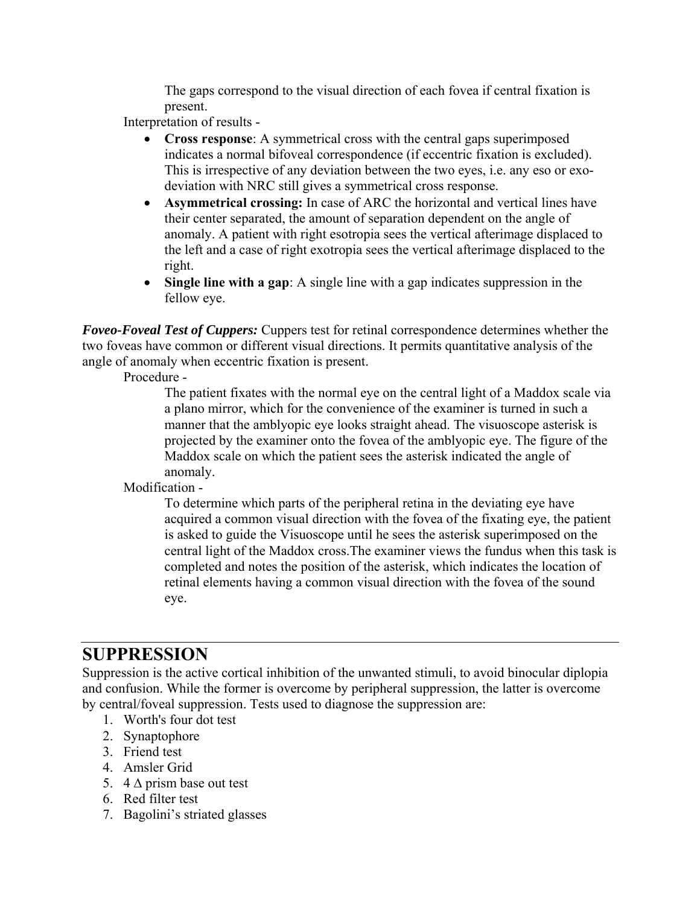The gaps correspond to the visual direction of each fovea if central fixation is present.

Interpretation of results -

- **Cross response**: A symmetrical cross with the central gaps superimposed indicates a normal bifoveal correspondence (if eccentric fixation is excluded). This is irrespective of any deviation between the two eyes, i.e. any eso or exo-deviation with NRC still gives a symmetrical cross response.
- **Asymmetrical crossing:** In case of ARC the horizontal and vertical lines have their center separated, the amount of separation dependent on the angle of anomaly. A patient with right esotropia sees the vertical afterimage displaced to the left and a case of right exotropia sees the vertical afterimage displaced to the right.
- **Single line with a gap**: A single line with a gap indicates suppression in the fellow eye.

***Foveo-Foveal Test of Cuppers:*** Cuppers test for retinal correspondence determines whether the two foveas have common or different visual directions. It permits quantitative analysis of the angle of anomaly when eccentric fixation is present.

Procedure -

The patient fixates with the normal eye on the central light of a Maddox scale via a plano mirror, which for the convenience of the examiner is turned in such a manner that the amblyopic eye looks straight ahead. The visuoscope asterisk is projected by the examiner onto the fovea of the amblyopic eye. The figure of the Maddox scale on which the patient sees the asterisk indicated the angle of anomaly.

Modification -

To determine which parts of the peripheral retina in the deviating eye have acquired a common visual direction with the fovea of the fixating eye, the patient is asked to guide the Visuoscope until he sees the asterisk superimposed on the central light of the Maddox cross.The examiner views the fundus when this task is completed and notes the position of the asterisk, which indicates the location of retinal elements having a common visual direction with the fovea of the sound eye.

## SUPPRESSION

Suppression is the active cortical inhibition of the unwanted stimuli, to avoid binocular diplopia and confusion. While the former is overcome by peripheral suppression, the latter is overcome by central/foveal suppression. Tests used to diagnose the suppression are:

1. Worth's four dot test
2. Synaptophore
3. Friend test
4. Amsler Grid
5. 4 Δ prism base out test
6. Red filter test
7. Bagolini's striated glasses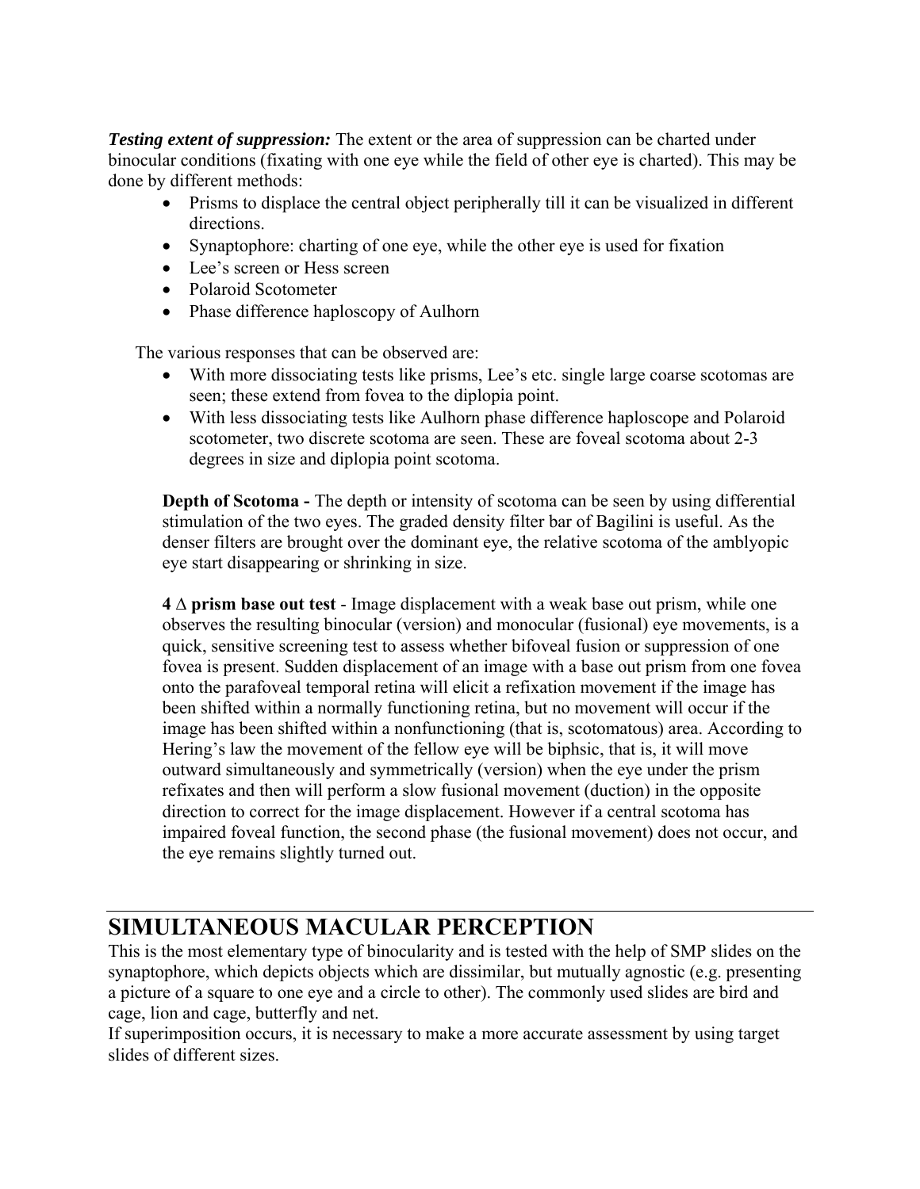***Testing extent of suppression:*** The extent or the area of suppression can be charted under binocular conditions (fixating with one eye while the field of other eye is charted). This may be done by different methods:

- Prisms to displace the central object peripherally till it can be visualized in different directions.
- Synaptophore: charting of one eye, while the other eye is used for fixation
- Lee's screen or Hess screen
- Polaroid Scotometer
- Phase difference haploscopy of Aulhorn

The various responses that can be observed are:

- With more dissociating tests like prisms, Lee's etc. single large coarse scotomas are seen; these extend from fovea to the diplopia point.
- With less dissociating tests like Aulhorn phase difference haploscope and Polaroid scotometer, two discrete scotoma are seen. These are foveal scotoma about 2-3 degrees in size and diplopia point scotoma.

**Depth of Scotoma -** The depth or intensity of scotoma can be seen by using differential stimulation of the two eyes. The graded density filter bar of Bagilini is useful. As the denser filters are brought over the dominant eye, the relative scotoma of the amblyopic eye start disappearing or shrinking in size.

**4 Δ prism base out test** - Image displacement with a weak base out prism, while one observes the resulting binocular (version) and monocular (fusional) eye movements, is a quick, sensitive screening test to assess whether bifoveal fusion or suppression of one fovea is present. Sudden displacement of an image with a base out prism from one fovea onto the parafoveal temporal retina will elicit a refixation movement if the image has been shifted within a normally functioning retina, but no movement will occur if the image has been shifted within a nonfunctioning (that is, scotomatous) area. According to Hering's law the movement of the fellow eye will be biphsic, that is, it will move outward simultaneously and symmetrically (version) when the eye under the prism refixates and then will perform a slow fusional movement (duction) in the opposite direction to correct for the image displacement. However if a central scotoma has impaired foveal function, the second phase (the fusional movement) does not occur, and the eye remains slightly turned out.

## SIMULTANEOUS MACULAR PERCEPTION

This is the most elementary type of binocularity and is tested with the help of SMP slides on the synaptophore, which depicts objects which are dissimilar, but mutually agnostic (e.g. presenting a picture of a square to one eye and a circle to other). The commonly used slides are bird and cage, lion and cage, butterfly and net.

If superimposition occurs, it is necessary to make a more accurate assessment by using target slides of different sizes.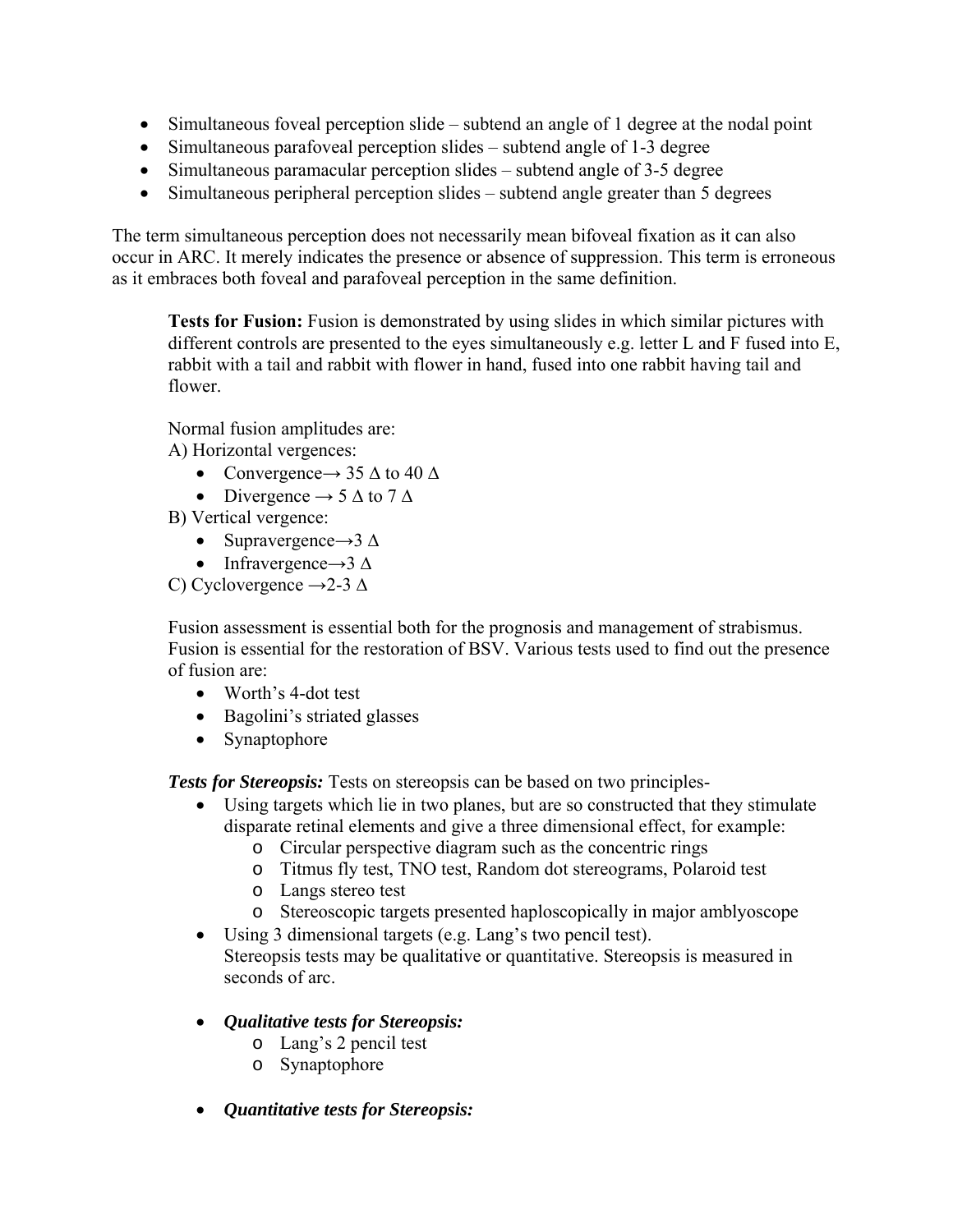- Simultaneous foveal perception slide – subtend an angle of 1 degree at the nodal point
- Simultaneous parafoveal perception slides – subtend angle of 1-3 degree
- Simultaneous paramacular perception slides – subtend angle of 3-5 degree
- Simultaneous peripheral perception slides – subtend angle greater than 5 degrees

The term simultaneous perception does not necessarily mean bifoveal fixation as it can also occur in ARC. It merely indicates the presence or absence of suppression. This term is erroneous as it embraces both foveal and parafoveal perception in the same definition.

**Tests for Fusion:** Fusion is demonstrated by using slides in which similar pictures with different controls are presented to the eyes simultaneously e.g. letter L and F fused into E, rabbit with a tail and rabbit with flower in hand, fused into one rabbit having tail and flower.

Normal fusion amplitudes are:

A) Horizontal vergences:

- Convergence→ 35 Δ to 40 Δ
- Divergence → 5 Δ to 7 Δ

B) Vertical vergence:

- Supravergence→3 Δ
- Infravergence→3 Δ

C) Cyclovergence →2-3 Δ

Fusion assessment is essential both for the prognosis and management of strabismus. Fusion is essential for the restoration of BSV. Various tests used to find out the presence of fusion are:

- Worth's 4-dot test
- Bagolini's striated glasses
- Synaptophore

***Tests for Stereopsis:*** Tests on stereopsis can be based on two principles-

- Using targets which lie in two planes, but are so constructed that they stimulate disparate retinal elements and give a three dimensional effect, for example:
  - Circular perspective diagram such as the concentric rings
  - Titmus fly test, TNO test, Random dot stereograms, Polaroid test
  - Langs stereo test
  - Stereoscopic targets presented haploscopically in major amblyoscope
- Using 3 dimensional targets (e.g. Lang's two pencil test).
  Stereopsis tests may be qualitative or quantitative. Stereopsis is measured in seconds of arc.

- ***Qualitative tests for Stereopsis:***
  - Lang's 2 pencil test
  - Synaptophore

- ***Quantitative tests for Stereopsis:***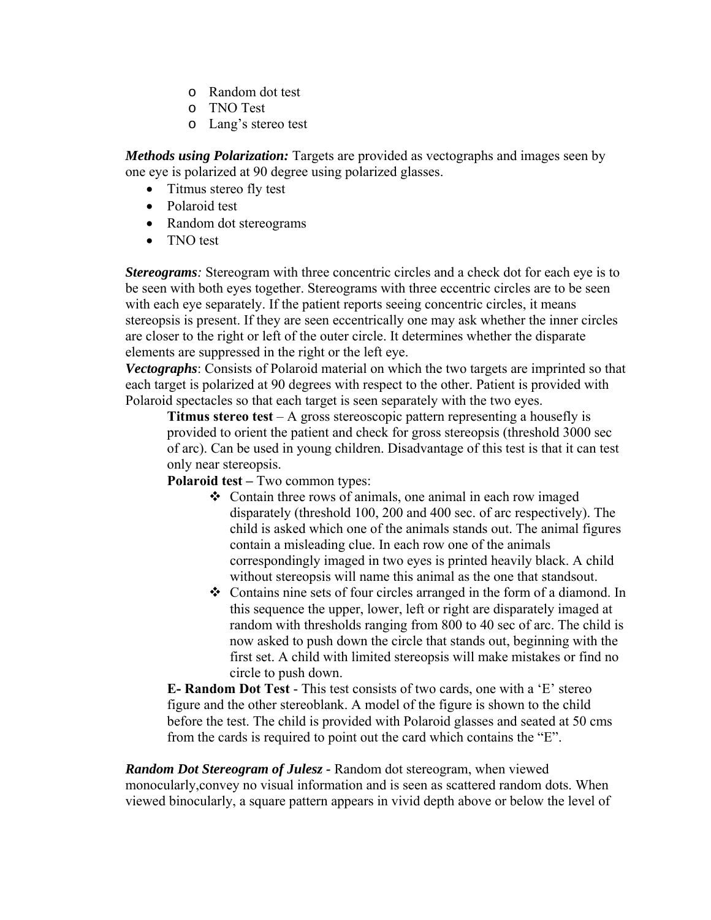- Random dot test
- TNO Test
- Lang's stereo test

***Methods using Polarization:*** Targets are provided as vectographs and images seen by one eye is polarized at 90 degree using polarized glasses.

- Titmus stereo fly test
- Polaroid test
- Random dot stereograms
- TNO test

***Stereograms****:* Stereogram with three concentric circles and a check dot for each eye is to be seen with both eyes together. Stereograms with three eccentric circles are to be seen with each eye separately. If the patient reports seeing concentric circles, it means stereopsis is present. If they are seen eccentrically one may ask whether the inner circles are closer to the right or left of the outer circle. It determines whether the disparate elements are suppressed in the right or the left eye.

***Vectographs***: Consists of Polaroid material on which the two targets are imprinted so that each target is polarized at 90 degrees with respect to the other. Patient is provided with Polaroid spectacles so that each target is seen separately with the two eyes.

**Titmus stereo test** – A gross stereoscopic pattern representing a housefly is provided to orient the patient and check for gross stereopsis (threshold 3000 sec of arc). Can be used in young children. Disadvantage of this test is that it can test only near stereopsis.

**Polaroid test –** Two common types:

- Contain three rows of animals, one animal in each row imaged disparately (threshold 100, 200 and 400 sec. of arc respectively). The child is asked which one of the animals stands out. The animal figures contain a misleading clue. In each row one of the animals correspondingly imaged in two eyes is printed heavily black. A child without stereopsis will name this animal as the one that standsout.
- Contains nine sets of four circles arranged in the form of a diamond. In this sequence the upper, lower, left or right are disparately imaged at random with thresholds ranging from 800 to 40 sec of arc. The child is now asked to push down the circle that stands out, beginning with the first set. A child with limited stereopsis will make mistakes or find no circle to push down.

**E- Random Dot Test** - This test consists of two cards, one with a 'E' stereo figure and the other stereoblank. A model of the figure is shown to the child before the test. The child is provided with Polaroid glasses and seated at 50 cms from the cards is required to point out the card which contains the "E".

***Random Dot Stereogram of Julesz -*** Random dot stereogram, when viewed monocularly,convey no visual information and is seen as scattered random dots. When viewed binocularly, a square pattern appears in vivid depth above or below the level of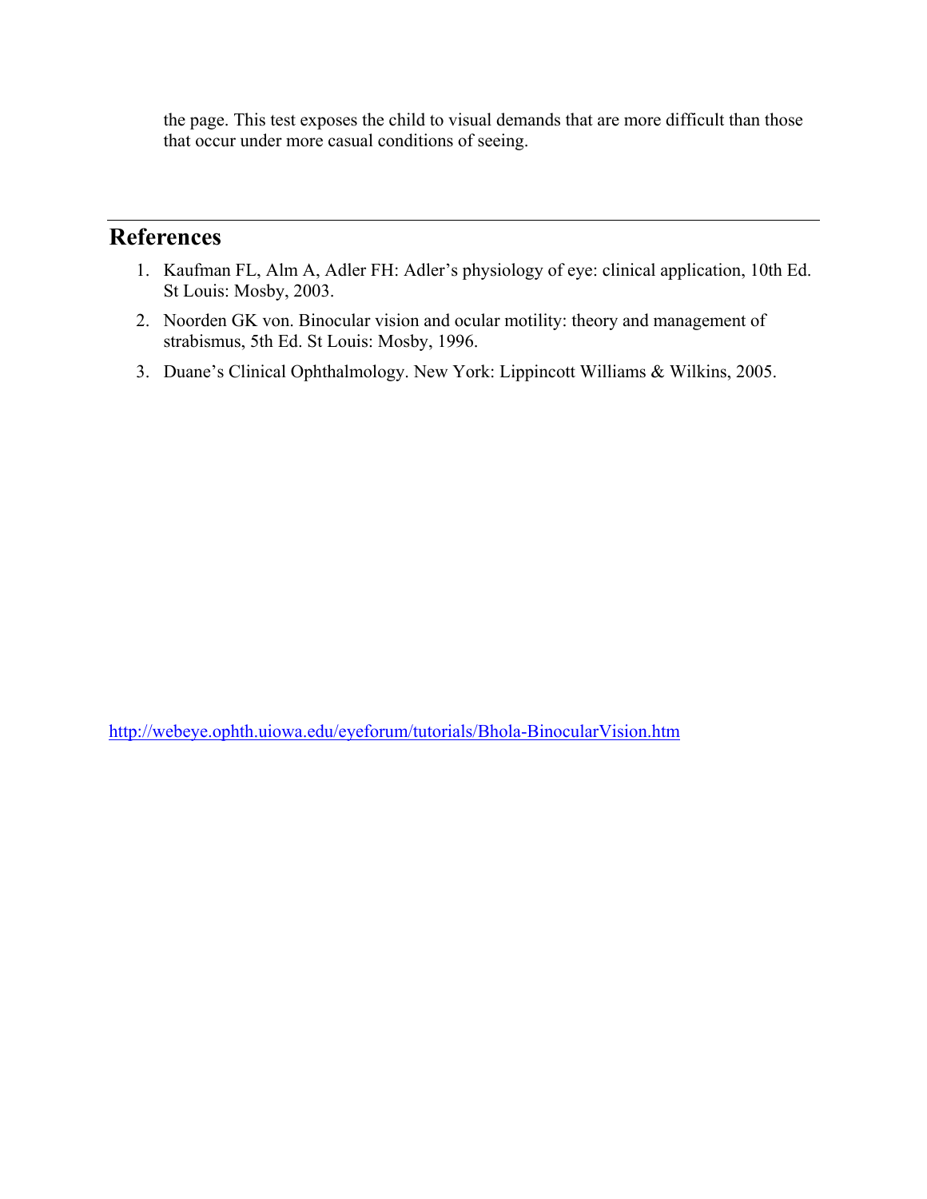the page. This test exposes the child to visual demands that are more difficult than those that occur under more casual conditions of seeing.

---

## References

1. Kaufman FL, Alm A, Adler FH: Adler's physiology of eye: clinical application, 10th Ed. St Louis: Mosby, 2003.
2. Noorden GK von. Binocular vision and ocular motility: theory and management of strabismus, 5th Ed. St Louis: Mosby, 1996.
3. Duane's Clinical Ophthalmology. New York: Lippincott Williams & Wilkins, 2005.

http://webeye.ophth.uiowa.edu/eyeforum/tutorials/Bhola-BinocularVision.htm